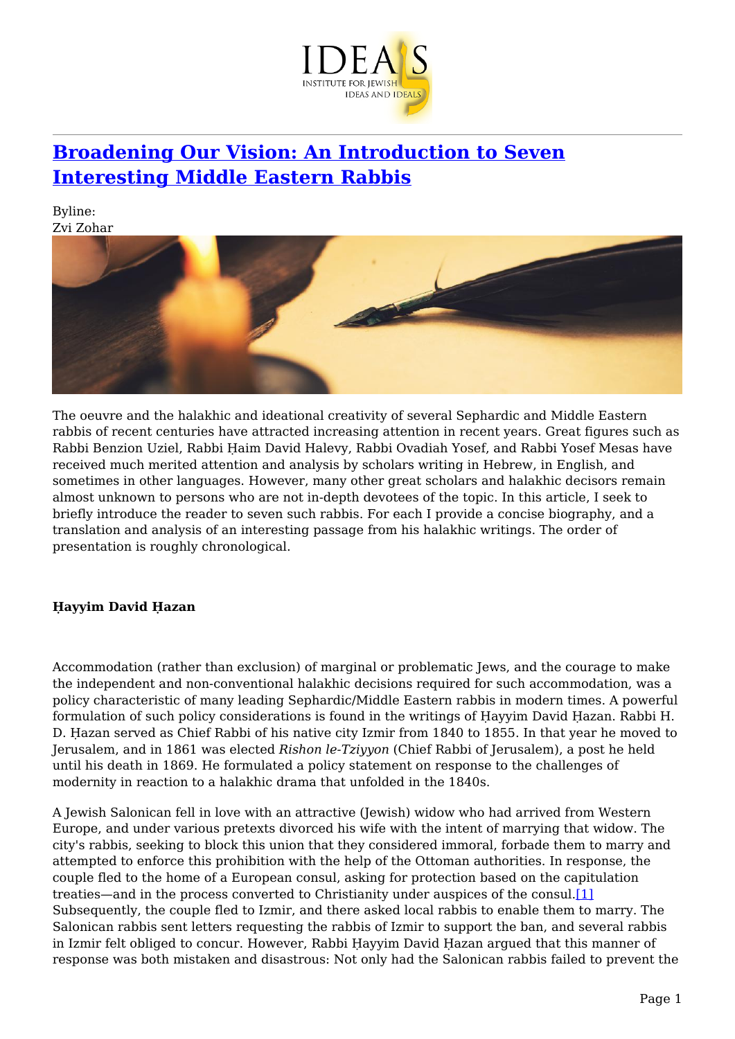# [Broadening Our Vision: An Introduction to Seven Interesting Middle Eastern Rabbis]

Byline:
Zvi Zohar

The oeuvre and the halakhic and ideational creativity of several Sephardic and Middle Eastern rabbis of recent centuries have attracted increasing attention in recent years. Great figures such as Rabbi Benzion Uziel, Rabbi Ḥaim David Halevy, Rabbi Ovadiah Yosef, and Rabbi Yosef Mesas have received much merited attention and analysis by scholars writing in Hebrew, in English, and sometimes in other languages. However, many other great scholars and halakhic decisors remain almost unknown to persons who are not in-depth devotees of the topic. In this article, I seek to briefly introduce the reader to seven such rabbis. For each I provide a concise biography, and a translation and analysis of an interesting passage from his halakhic writings. The order of presentation is roughly chronological.

### Ḥayyim David Ḥazan

Accommodation (rather than exclusion) of marginal or problematic Jews, and the courage to make the independent and non-conventional halakhic decisions required for such accommodation, was a policy characteristic of many leading Sephardic/Middle Eastern rabbis in modern times. A powerful formulation of such policy considerations is found in the writings of Ḥayyim David Ḥazan. Rabbi H. D. Ḥazan served as Chief Rabbi of his native city Izmir from 1840 to 1855. In that year he moved to Jerusalem, and in 1861 was elected *Rishon le-Tziyyon* (Chief Rabbi of Jerusalem), a post he held until his death in 1869. He formulated a policy statement on response to the challenges of modernity in reaction to a halakhic drama that unfolded in the 1840s.

A Jewish Salonican fell in love with an attractive (Jewish) widow who had arrived from Western Europe, and under various pretexts divorced his wife with the intent of marrying that widow. The city's rabbis, seeking to block this union that they considered immoral, forbade them to marry and attempted to enforce this prohibition with the help of the Ottoman authorities. In response, the couple fled to the home of a European consul, asking for protection based on the capitulation treaties—and in the process converted to Christianity under auspices of the consul.[1] Subsequently, the couple fled to Izmir, and there asked local rabbis to enable them to marry. The Salonican rabbis sent letters requesting the rabbis of Izmir to support the ban, and several rabbis in Izmir felt obliged to concur. However, Rabbi Ḥayyim David Ḥazan argued that this manner of response was both mistaken and disastrous: Not only had the Salonican rabbis failed to prevent the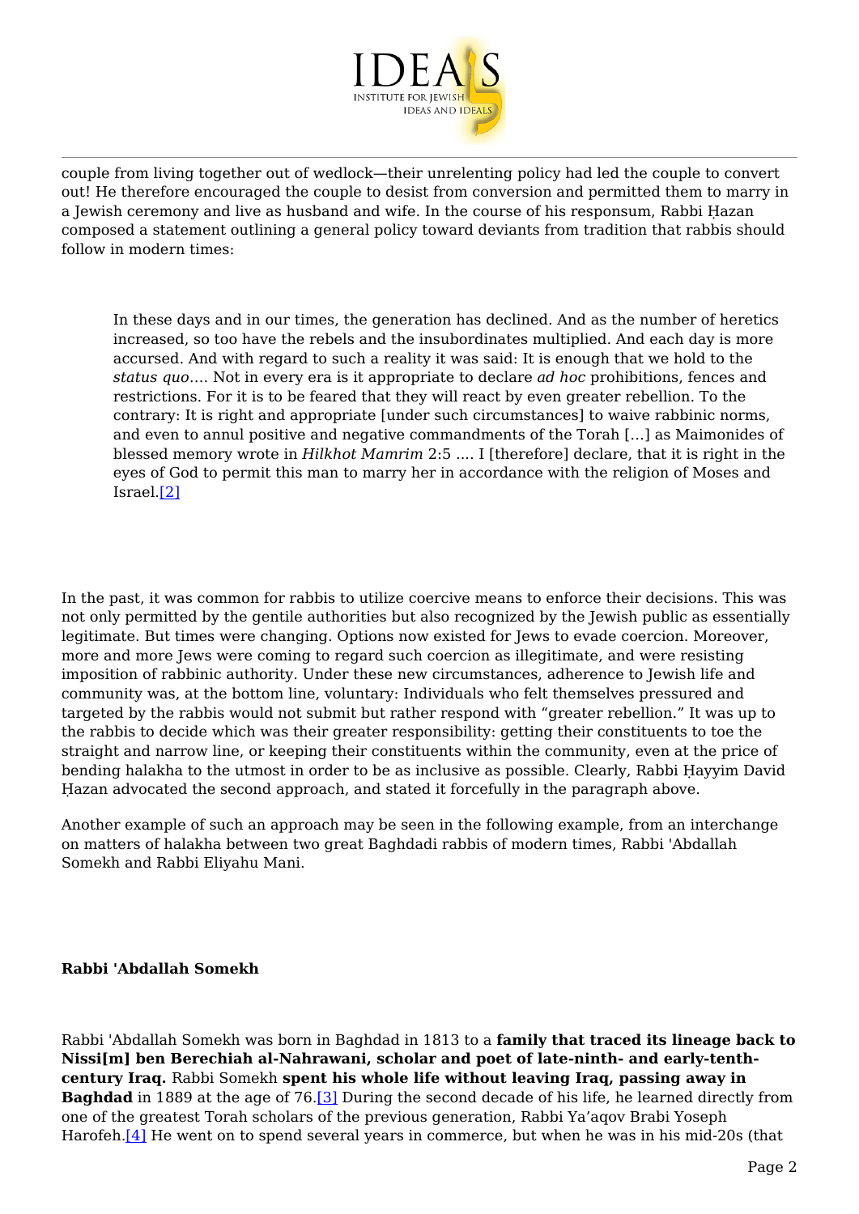couple from living together out of wedlock—their unrelenting policy had led the couple to convert out! He therefore encouraged the couple to desist from conversion and permitted them to marry in a Jewish ceremony and live as husband and wife. In the course of his responsum, Rabbi Ḥazan composed a statement outlining a general policy toward deviants from tradition that rabbis should follow in modern times:

> In these days and in our times, the generation has declined. And as the number of heretics increased, so too have the rebels and the insubordinates multiplied. And each day is more accursed. And with regard to such a reality it was said: It is enough that we hold to the *status quo*…. Not in every era is it appropriate to declare *ad hoc* prohibitions, fences and restrictions. For it is to be feared that they will react by even greater rebellion. To the contrary: It is right and appropriate [under such circumstances] to waive rabbinic norms, and even to annul positive and negative commandments of the Torah […] as Maimonides of blessed memory wrote in *Hilkhot Mamrim* 2:5 .... I [therefore] declare, that it is right in the eyes of God to permit this man to marry her in accordance with the religion of Moses and Israel.[2]

In the past, it was common for rabbis to utilize coercive means to enforce their decisions. This was not only permitted by the gentile authorities but also recognized by the Jewish public as essentially legitimate. But times were changing. Options now existed for Jews to evade coercion. Moreover, more and more Jews were coming to regard such coercion as illegitimate, and were resisting imposition of rabbinic authority. Under these new circumstances, adherence to Jewish life and community was, at the bottom line, voluntary: Individuals who felt themselves pressured and targeted by the rabbis would not submit but rather respond with "greater rebellion." It was up to the rabbis to decide which was their greater responsibility: getting their constituents to toe the straight and narrow line, or keeping their constituents within the community, even at the price of bending halakha to the utmost in order to be as inclusive as possible. Clearly, Rabbi Ḥayyim David Ḥazan advocated the second approach, and stated it forcefully in the paragraph above.

Another example of such an approach may be seen in the following example, from an interchange on matters of halakha between two great Baghdadi rabbis of modern times, Rabbi 'Abdallah Somekh and Rabbi Eliyahu Mani.

**Rabbi 'Abdallah Somekh**

Rabbi 'Abdallah Somekh was born in Baghdad in 1813 to a **family that traced its lineage back to Nissi[m] ben Berechiah al-Nahrawani, scholar and poet of late-ninth- and early-tenth-century Iraq.** Rabbi Somekh **spent his whole life without leaving Iraq, passing away in Baghdad** in 1889 at the age of 76.[3] During the second decade of his life, he learned directly from one of the greatest Torah scholars of the previous generation, Rabbi Ya'aqov Brabi Yoseph Harofeh.[4] He went on to spend several years in commerce, but when he was in his mid-20s (that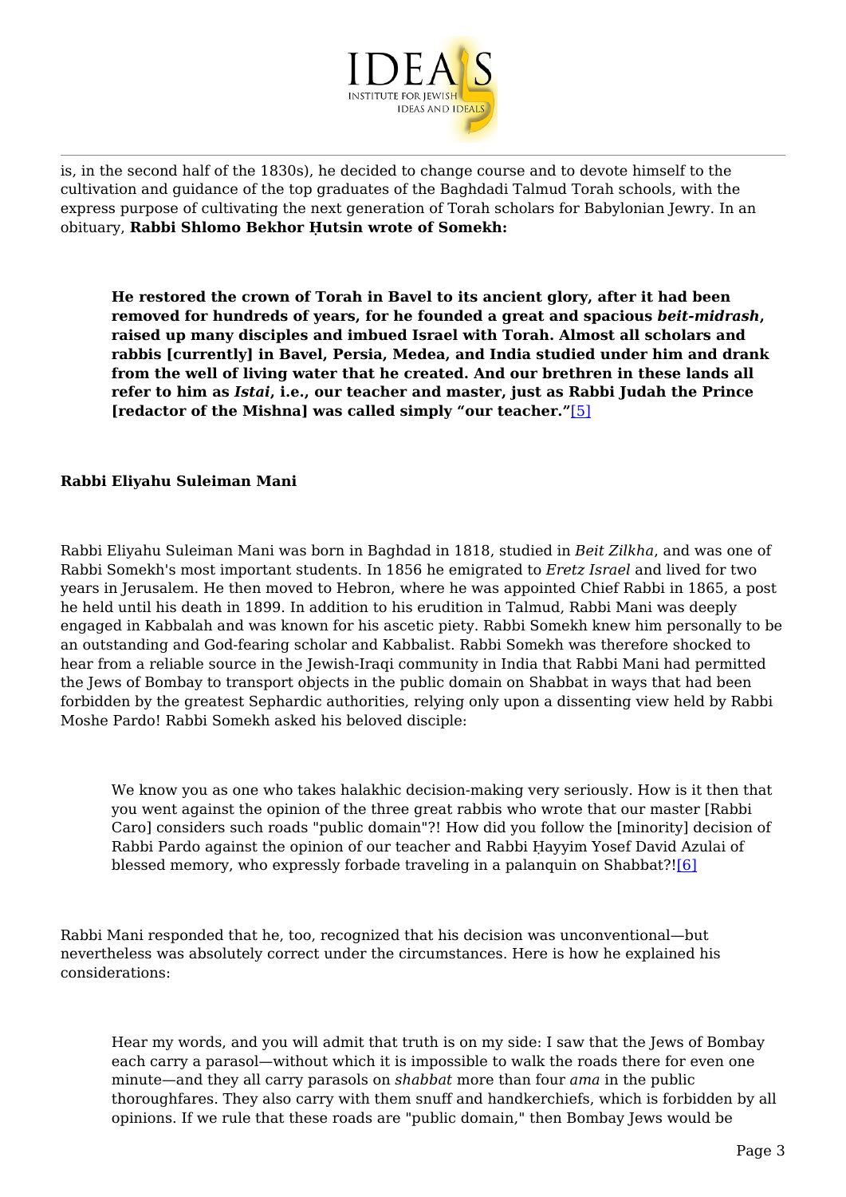is, in the second half of the 1830s), he decided to change course and to devote himself to the cultivation and guidance of the top graduates of the Baghdadi Talmud Torah schools, with the express purpose of cultivating the next generation of Torah scholars for Babylonian Jewry. In an obituary, **Rabbi Shlomo Bekhor Ḥutsin wrote of Somekh:**

> **He restored the crown of Torah in Bavel to its ancient glory, after it had been removed for hundreds of years, for he founded a great and spacious *beit-midrash*, raised up many disciples and imbued Israel with Torah. Almost all scholars and rabbis [currently] in Bavel, Persia, Medea, and India studied under him and drank from the well of living water that he created. And our brethren in these lands all refer to him as *Istai*, i.e., our teacher and master, just as Rabbi Judah the Prince [redactor of the Mishna] was called simply "our teacher."**[5]

**Rabbi Eliyahu Suleiman Mani**

Rabbi Eliyahu Suleiman Mani was born in Baghdad in 1818, studied in *Beit Zilkha*, and was one of Rabbi Somekh's most important students. In 1856 he emigrated to *Eretz Israel* and lived for two years in Jerusalem. He then moved to Hebron, where he was appointed Chief Rabbi in 1865, a post he held until his death in 1899. In addition to his erudition in Talmud, Rabbi Mani was deeply engaged in Kabbalah and was known for his ascetic piety. Rabbi Somekh knew him personally to be an outstanding and God-fearing scholar and Kabbalist. Rabbi Somekh was therefore shocked to hear from a reliable source in the Jewish-Iraqi community in India that Rabbi Mani had permitted the Jews of Bombay to transport objects in the public domain on Shabbat in ways that had been forbidden by the greatest Sephardic authorities, relying only upon a dissenting view held by Rabbi Moshe Pardo! Rabbi Somekh asked his beloved disciple:

> We know you as one who takes halakhic decision-making very seriously. How is it then that you went against the opinion of the three great rabbis who wrote that our master [Rabbi Caro] considers such roads "public domain"?! How did you follow the [minority] decision of Rabbi Pardo against the opinion of our teacher and Rabbi Ḥayyim Yosef David Azulai of blessed memory, who expressly forbade traveling in a palanquin on Shabbat?![6]

Rabbi Mani responded that he, too, recognized that his decision was unconventional—but nevertheless was absolutely correct under the circumstances. Here is how he explained his considerations:

> Hear my words, and you will admit that truth is on my side: I saw that the Jews of Bombay each carry a parasol—without which it is impossible to walk the roads there for even one minute—and they all carry parasols on *shabbat* more than four *ama* in the public thoroughfares. They also carry with them snuff and handkerchiefs, which is forbidden by all opinions. If we rule that these roads are "public domain," then Bombay Jews would be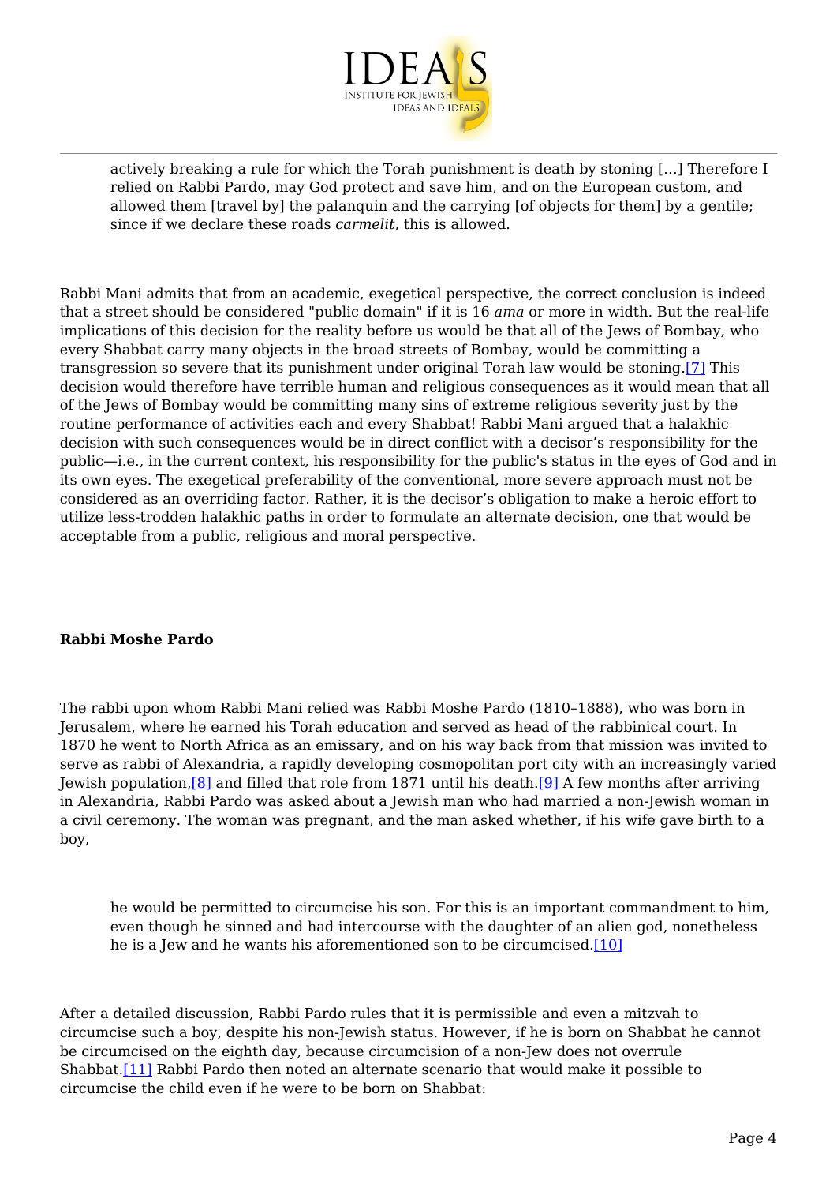> actively breaking a rule for which the Torah punishment is death by stoning [...] Therefore I relied on Rabbi Pardo, may God protect and save him, and on the European custom, and allowed them [travel by] the palanquin and the carrying [of objects for them] by a gentile; since if we declare these roads *carmelit*, this is allowed.

Rabbi Mani admits that from an academic, exegetical perspective, the correct conclusion is indeed that a street should be considered "public domain" if it is 16 *ama* or more in width. But the real-life implications of this decision for the reality before us would be that all of the Jews of Bombay, who every Shabbat carry many objects in the broad streets of Bombay, would be committing a transgression so severe that its punishment under original Torah law would be stoning.[7] This decision would therefore have terrible human and religious consequences as it would mean that all of the Jews of Bombay would be committing many sins of extreme religious severity just by the routine performance of activities each and every Shabbat! Rabbi Mani argued that a halakhic decision with such consequences would be in direct conflict with a decisor's responsibility for the public—i.e., in the current context, his responsibility for the public's status in the eyes of God and in its own eyes. The exegetical preferability of the conventional, more severe approach must not be considered as an overriding factor. Rather, it is the decisor's obligation to make a heroic effort to utilize less-trodden halakhic paths in order to formulate an alternate decision, one that would be acceptable from a public, religious and moral perspective.

**Rabbi Moshe Pardo**

The rabbi upon whom Rabbi Mani relied was Rabbi Moshe Pardo (1810–1888), who was born in Jerusalem, where he earned his Torah education and served as head of the rabbinical court. In 1870 he went to North Africa as an emissary, and on his way back from that mission was invited to serve as rabbi of Alexandria, a rapidly developing cosmopolitan port city with an increasingly varied Jewish population,[8] and filled that role from 1871 until his death.[9] A few months after arriving in Alexandria, Rabbi Pardo was asked about a Jewish man who had married a non-Jewish woman in a civil ceremony. The woman was pregnant, and the man asked whether, if his wife gave birth to a boy,

> he would be permitted to circumcise his son. For this is an important commandment to him, even though he sinned and had intercourse with the daughter of an alien god, nonetheless he is a Jew and he wants his aforementioned son to be circumcised.[10]

After a detailed discussion, Rabbi Pardo rules that it is permissible and even a mitzvah to circumcise such a boy, despite his non-Jewish status. However, if he is born on Shabbat he cannot be circumcised on the eighth day, because circumcision of a non-Jew does not overrule Shabbat.[11] Rabbi Pardo then noted an alternate scenario that would make it possible to circumcise the child even if he were to be born on Shabbat: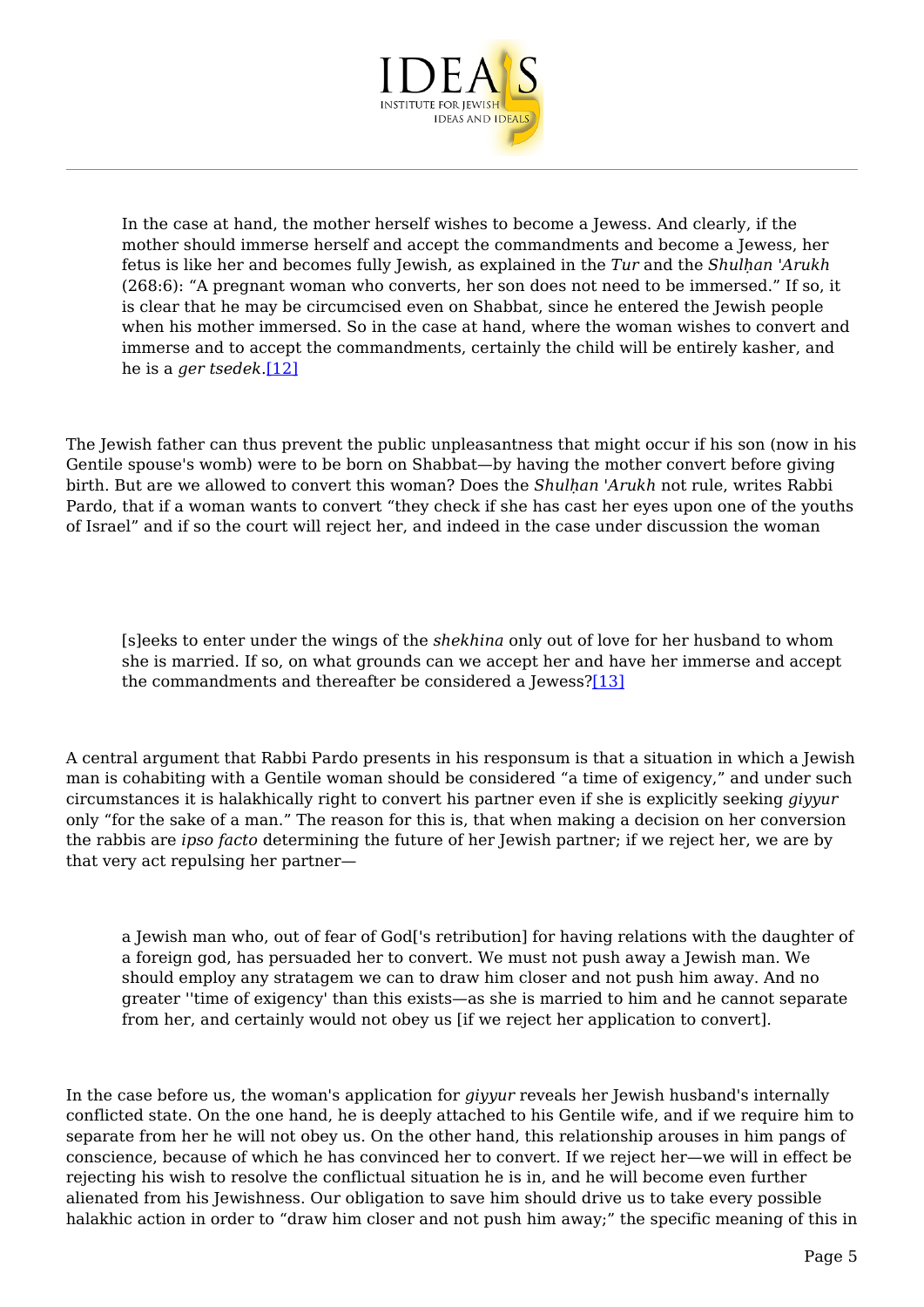> In the case at hand, the mother herself wishes to become a Jewess. And clearly, if the mother should immerse herself and accept the commandments and become a Jewess, her fetus is like her and becomes fully Jewish, as explained in the *Tur* and the *Shulḥan 'Arukh* (268:6): "A pregnant woman who converts, her son does not need to be immersed." If so, it is clear that he may be circumcised even on Shabbat, since he entered the Jewish people when his mother immersed. So in the case at hand, where the woman wishes to convert and immerse and to accept the commandments, certainly the child will be entirely kasher, and he is a *ger tsedek*.[12]

The Jewish father can thus prevent the public unpleasantness that might occur if his son (now in his Gentile spouse's womb) were to be born on Shabbat—by having the mother convert before giving birth. But are we allowed to convert this woman? Does the *Shulḥan 'Arukh* not rule, writes Rabbi Pardo, that if a woman wants to convert "they check if she has cast her eyes upon one of the youths of Israel" and if so the court will reject her, and indeed in the case under discussion the woman

> [s]eeks to enter under the wings of the *shekhina* only out of love for her husband to whom she is married. If so, on what grounds can we accept her and have her immerse and accept the commandments and thereafter be considered a Jewess?[13]

A central argument that Rabbi Pardo presents in his responsum is that a situation in which a Jewish man is cohabiting with a Gentile woman should be considered "a time of exigency," and under such circumstances it is halakhically right to convert his partner even if she is explicitly seeking *giyyur* only "for the sake of a man." The reason for this is, that when making a decision on her conversion the rabbis are *ipso facto* determining the future of her Jewish partner; if we reject her, we are by that very act repulsing her partner—

> a Jewish man who, out of fear of God['s retribution] for having relations with the daughter of a foreign god, has persuaded her to convert. We must not push away a Jewish man. We should employ any stratagem we can to draw him closer and not push him away. And no greater ''time of exigency' than this exists—as she is married to him and he cannot separate from her, and certainly would not obey us [if we reject her application to convert].

In the case before us, the woman's application for *giyyur* reveals her Jewish husband's internally conflicted state. On the one hand, he is deeply attached to his Gentile wife, and if we require him to separate from her he will not obey us. On the other hand, this relationship arouses in him pangs of conscience, because of which he has convinced her to convert. If we reject her—we will in effect be rejecting his wish to resolve the conflictual situation he is in, and he will become even further alienated from his Jewishness. Our obligation to save him should drive us to take every possible halakhic action in order to "draw him closer and not push him away;" the specific meaning of this in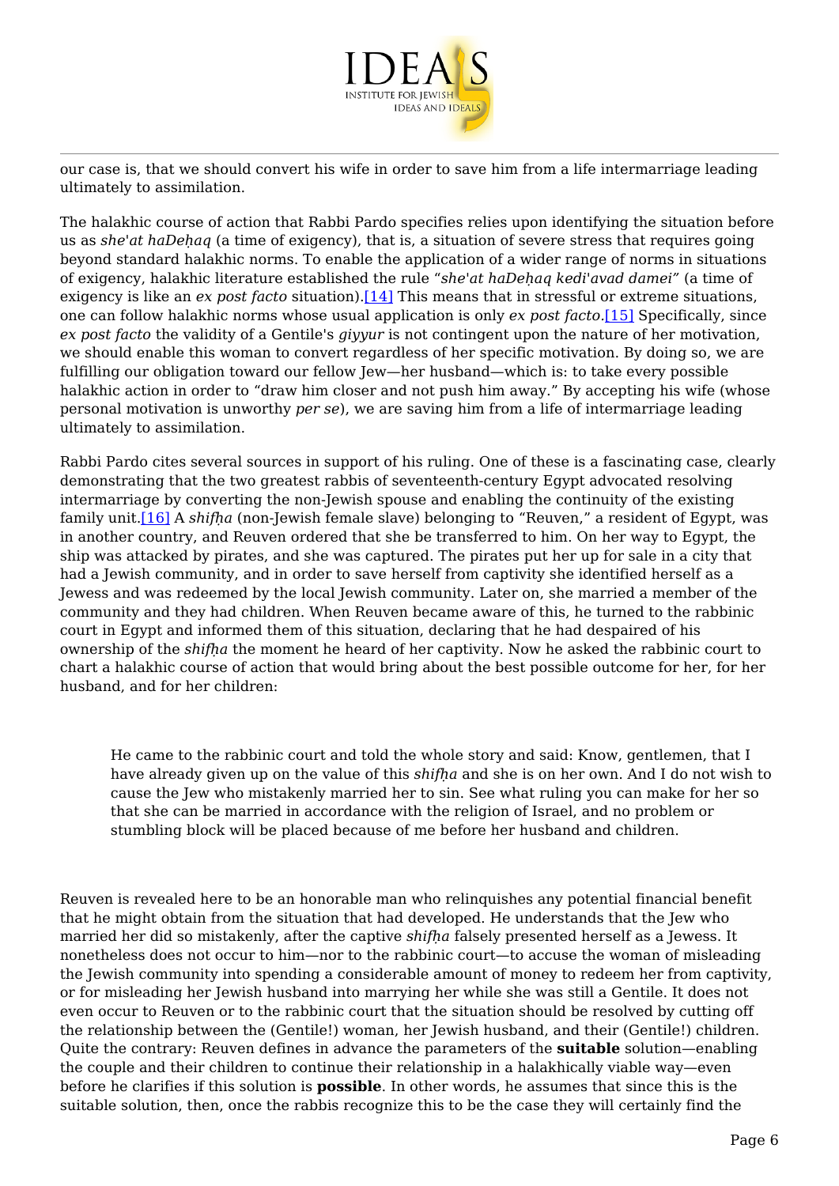our case is, that we should convert his wife in order to save him from a life intermarriage leading ultimately to assimilation.

The halakhic course of action that Rabbi Pardo specifies relies upon identifying the situation before us as *she'at haDeḥaq* (a time of exigency), that is, a situation of severe stress that requires going beyond standard halakhic norms. To enable the application of a wider range of norms in situations of exigency, halakhic literature established the rule "*she'at haDeḥaq kedi'avad damei"* (a time of exigency is like an *ex post facto* situation).[14] This means that in stressful or extreme situations, one can follow halakhic norms whose usual application is only *ex post facto*.[15] Specifically, since *ex post facto* the validity of a Gentile's *giyyur* is not contingent upon the nature of her motivation, we should enable this woman to convert regardless of her specific motivation. By doing so, we are fulfilling our obligation toward our fellow Jew—her husband—which is: to take every possible halakhic action in order to "draw him closer and not push him away." By accepting his wife (whose personal motivation is unworthy *per se*), we are saving him from a life of intermarriage leading ultimately to assimilation.

Rabbi Pardo cites several sources in support of his ruling. One of these is a fascinating case, clearly demonstrating that the two greatest rabbis of seventeenth-century Egypt advocated resolving intermarriage by converting the non-Jewish spouse and enabling the continuity of the existing family unit.[16] A *shifḥa* (non-Jewish female slave) belonging to "Reuven," a resident of Egypt, was in another country, and Reuven ordered that she be transferred to him. On her way to Egypt, the ship was attacked by pirates, and she was captured. The pirates put her up for sale in a city that had a Jewish community, and in order to save herself from captivity she identified herself as a Jewess and was redeemed by the local Jewish community. Later on, she married a member of the community and they had children. When Reuven became aware of this, he turned to the rabbinic court in Egypt and informed them of this situation, declaring that he had despaired of his ownership of the *shifḥa* the moment he heard of her captivity. Now he asked the rabbinic court to chart a halakhic course of action that would bring about the best possible outcome for her, for her husband, and for her children:

> He came to the rabbinic court and told the whole story and said: Know, gentlemen, that I have already given up on the value of this *shifḥa* and she is on her own. And I do not wish to cause the Jew who mistakenly married her to sin. See what ruling you can make for her so that she can be married in accordance with the religion of Israel, and no problem or stumbling block will be placed because of me before her husband and children.

Reuven is revealed here to be an honorable man who relinquishes any potential financial benefit that he might obtain from the situation that had developed. He understands that the Jew who married her did so mistakenly, after the captive *shifḥa* falsely presented herself as a Jewess. It nonetheless does not occur to him—nor to the rabbinic court—to accuse the woman of misleading the Jewish community into spending a considerable amount of money to redeem her from captivity, or for misleading her Jewish husband into marrying her while she was still a Gentile. It does not even occur to Reuven or to the rabbinic court that the situation should be resolved by cutting off the relationship between the (Gentile!) woman, her Jewish husband, and their (Gentile!) children. Quite the contrary: Reuven defines in advance the parameters of the **suitable** solution—enabling the couple and their children to continue their relationship in a halakhically viable way—even before he clarifies if this solution is **possible**. In other words, he assumes that since this is the suitable solution, then, once the rabbis recognize this to be the case they will certainly find the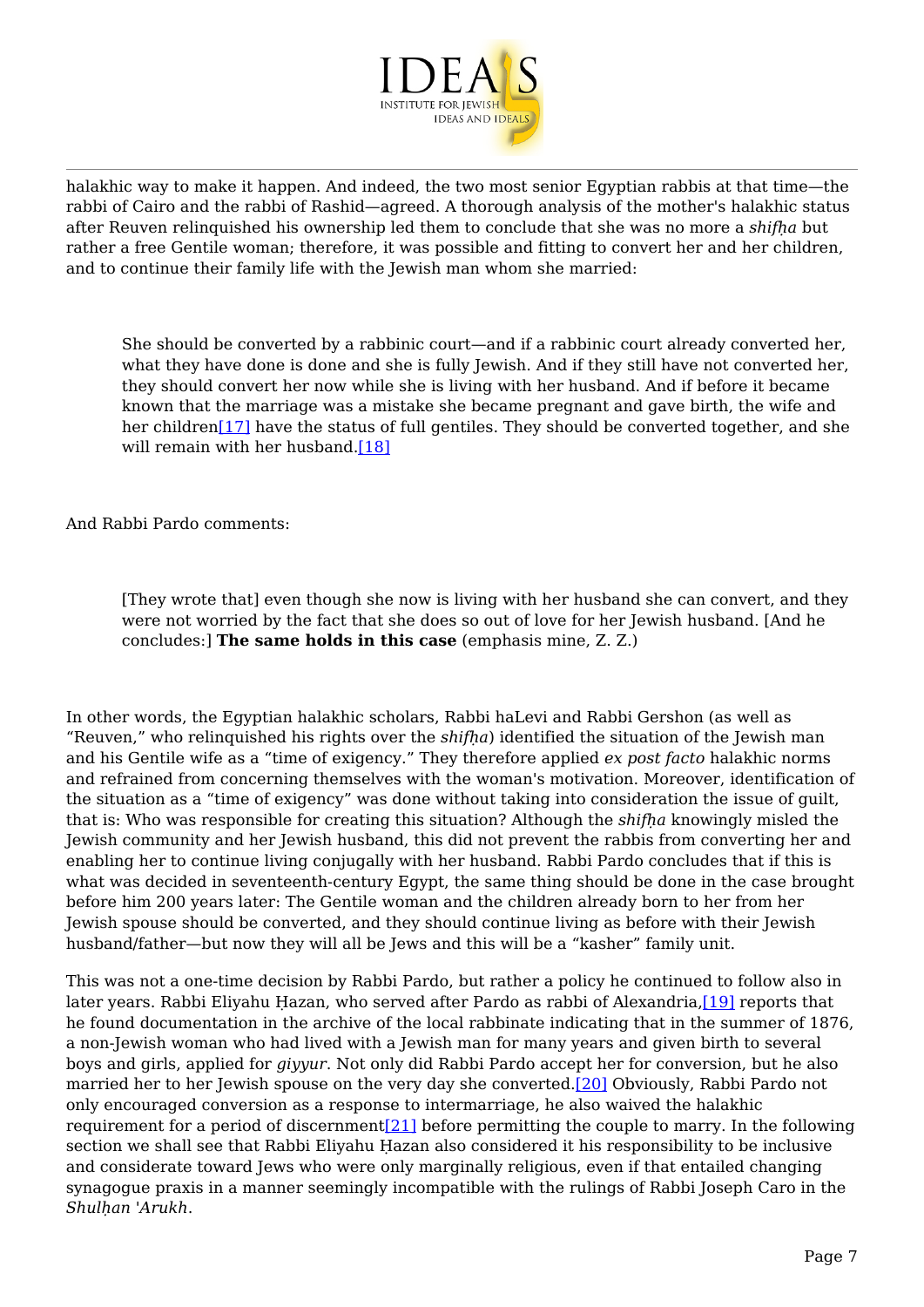halakhic way to make it happen. And indeed, the two most senior Egyptian rabbis at that time—the rabbi of Cairo and the rabbi of Rashid—agreed. A thorough analysis of the mother's halakhic status after Reuven relinquished his ownership led them to conclude that she was no more a *shifḥa* but rather a free Gentile woman; therefore, it was possible and fitting to convert her and her children, and to continue their family life with the Jewish man whom she married:

> She should be converted by a rabbinic court—and if a rabbinic court already converted her, what they have done is done and she is fully Jewish. And if they still have not converted her, they should convert her now while she is living with her husband. And if before it became known that the marriage was a mistake she became pregnant and gave birth, the wife and her children[17] have the status of full gentiles. They should be converted together, and she will remain with her husband.[18]

And Rabbi Pardo comments:

> [They wrote that] even though she now is living with her husband she can convert, and they were not worried by the fact that she does so out of love for her Jewish husband. [And he concludes:] **The same holds in this case** (emphasis mine, Z. Z.)

In other words, the Egyptian halakhic scholars, Rabbi haLevi and Rabbi Gershon (as well as "Reuven," who relinquished his rights over the *shifḥa*) identified the situation of the Jewish man and his Gentile wife as a "time of exigency." They therefore applied *ex post facto* halakhic norms and refrained from concerning themselves with the woman's motivation. Moreover, identification of the situation as a "time of exigency" was done without taking into consideration the issue of guilt, that is: Who was responsible for creating this situation? Although the *shifḥa* knowingly misled the Jewish community and her Jewish husband, this did not prevent the rabbis from converting her and enabling her to continue living conjugally with her husband. Rabbi Pardo concludes that if this is what was decided in seventeenth-century Egypt, the same thing should be done in the case brought before him 200 years later: The Gentile woman and the children already born to her from her Jewish spouse should be converted, and they should continue living as before with their Jewish husband/father—but now they will all be Jews and this will be a "kasher" family unit.

This was not a one-time decision by Rabbi Pardo, but rather a policy he continued to follow also in later years. Rabbi Eliyahu Ḥazan, who served after Pardo as rabbi of Alexandria,[19] reports that he found documentation in the archive of the local rabbinate indicating that in the summer of 1876, a non-Jewish woman who had lived with a Jewish man for many years and given birth to several boys and girls, applied for *giyyur*. Not only did Rabbi Pardo accept her for conversion, but he also married her to her Jewish spouse on the very day she converted.[20] Obviously, Rabbi Pardo not only encouraged conversion as a response to intermarriage, he also waived the halakhic requirement for a period of discernment[21] before permitting the couple to marry. In the following section we shall see that Rabbi Eliyahu Ḥazan also considered it his responsibility to be inclusive and considerate toward Jews who were only marginally religious, even if that entailed changing synagogue praxis in a manner seemingly incompatible with the rulings of Rabbi Joseph Caro in the *Shulḥan 'Arukh*.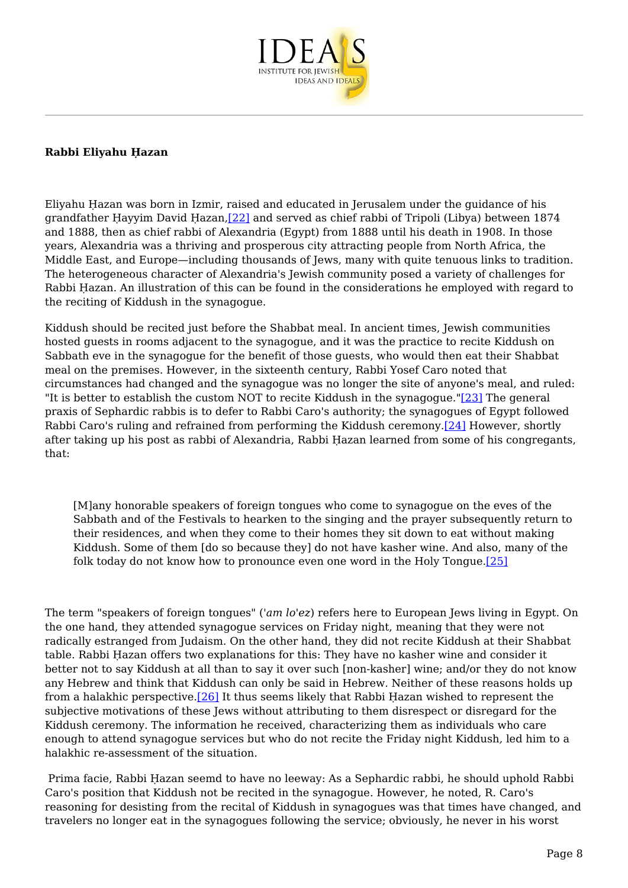**Rabbi Eliyahu Ḥazan**

Eliyahu Ḥazan was born in Izmir, raised and educated in Jerusalem under the guidance of his grandfather Ḥayyim David Ḥazan,[22] and served as chief rabbi of Tripoli (Libya) between 1874 and 1888, then as chief rabbi of Alexandria (Egypt) from 1888 until his death in 1908. In those years, Alexandria was a thriving and prosperous city attracting people from North Africa, the Middle East, and Europe—including thousands of Jews, many with quite tenuous links to tradition. The heterogeneous character of Alexandria's Jewish community posed a variety of challenges for Rabbi Ḥazan. An illustration of this can be found in the considerations he employed with regard to the reciting of Kiddush in the synagogue.

Kiddush should be recited just before the Shabbat meal. In ancient times, Jewish communities hosted guests in rooms adjacent to the synagogue, and it was the practice to recite Kiddush on Sabbath eve in the synagogue for the benefit of those guests, who would then eat their Shabbat meal on the premises. However, in the sixteenth century, Rabbi Yosef Caro noted that circumstances had changed and the synagogue was no longer the site of anyone's meal, and ruled: "It is better to establish the custom NOT to recite Kiddush in the synagogue."[23] The general praxis of Sephardic rabbis is to defer to Rabbi Caro's authority; the synagogues of Egypt followed Rabbi Caro's ruling and refrained from performing the Kiddush ceremony.[24] However, shortly after taking up his post as rabbi of Alexandria, Rabbi Ḥazan learned from some of his congregants, that:

> [M]any honorable speakers of foreign tongues who come to synagogue on the eves of the Sabbath and of the Festivals to hearken to the singing and the prayer subsequently return to their residences, and when they come to their homes they sit down to eat without making Kiddush. Some of them [do so because they] do not have kasher wine. And also, many of the folk today do not know how to pronounce even one word in the Holy Tongue.[25]

The term "speakers of foreign tongues" (*'am lo'ez*) refers here to European Jews living in Egypt. On the one hand, they attended synagogue services on Friday night, meaning that they were not radically estranged from Judaism. On the other hand, they did not recite Kiddush at their Shabbat table. Rabbi Ḥazan offers two explanations for this: They have no kasher wine and consider it better not to say Kiddush at all than to say it over such [non-kasher] wine; and/or they do not know any Hebrew and think that Kiddush can only be said in Hebrew. Neither of these reasons holds up from a halakhic perspective.[26] It thus seems likely that Rabbi Ḥazan wished to represent the subjective motivations of these Jews without attributing to them disrespect or disregard for the Kiddush ceremony. The information he received, characterizing them as individuals who care enough to attend synagogue services but who do not recite the Friday night Kiddush, led him to a halakhic re-assessment of the situation.

Prima facie, Rabbi Ḥazan seemd to have no leeway: As a Sephardic rabbi, he should uphold Rabbi Caro's position that Kiddush not be recited in the synagogue. However, he noted, R. Caro's reasoning for desisting from the recital of Kiddush in synagogues was that times have changed, and travelers no longer eat in the synagogues following the service; obviously, he never in his worst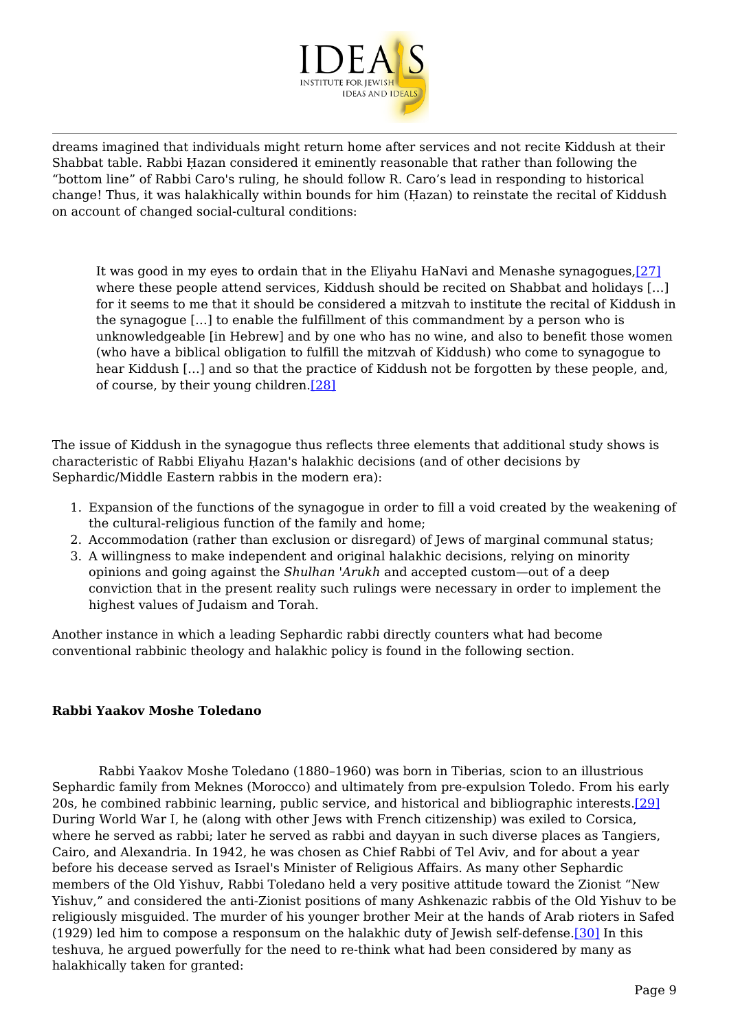dreams imagined that individuals might return home after services and not recite Kiddush at their Shabbat table. Rabbi Ḥazan considered it eminently reasonable that rather than following the "bottom line" of Rabbi Caro's ruling, he should follow R. Caro's lead in responding to historical change! Thus, it was halakhically within bounds for him (Ḥazan) to reinstate the recital of Kiddush on account of changed social-cultural conditions:

> It was good in my eyes to ordain that in the Eliyahu HaNavi and Menashe synagogues,[27] where these people attend services, Kiddush should be recited on Shabbat and holidays […] for it seems to me that it should be considered a mitzvah to institute the recital of Kiddush in the synagogue […] to enable the fulfillment of this commandment by a person who is unknowledgeable [in Hebrew] and by one who has no wine, and also to benefit those women (who have a biblical obligation to fulfill the mitzvah of Kiddush) who come to synagogue to hear Kiddush […] and so that the practice of Kiddush not be forgotten by these people, and, of course, by their young children.[28]

The issue of Kiddush in the synagogue thus reflects three elements that additional study shows is characteristic of Rabbi Eliyahu Ḥazan's halakhic decisions (and of other decisions by Sephardic/Middle Eastern rabbis in the modern era):

1. Expansion of the functions of the synagogue in order to fill a void created by the weakening of the cultural-religious function of the family and home;
2. Accommodation (rather than exclusion or disregard) of Jews of marginal communal status;
3. A willingness to make independent and original halakhic decisions, relying on minority opinions and going against the *Shulhan 'Arukh* and accepted custom—out of a deep conviction that in the present reality such rulings were necessary in order to implement the highest values of Judaism and Torah.

Another instance in which a leading Sephardic rabbi directly counters what had become conventional rabbinic theology and halakhic policy is found in the following section.

**Rabbi Yaakov Moshe Toledano**

Rabbi Yaakov Moshe Toledano (1880–1960) was born in Tiberias, scion to an illustrious Sephardic family from Meknes (Morocco) and ultimately from pre-expulsion Toledo. From his early 20s, he combined rabbinic learning, public service, and historical and bibliographic interests.[29] During World War I, he (along with other Jews with French citizenship) was exiled to Corsica, where he served as rabbi; later he served as rabbi and dayyan in such diverse places as Tangiers, Cairo, and Alexandria. In 1942, he was chosen as Chief Rabbi of Tel Aviv, and for about a year before his decease served as Israel's Minister of Religious Affairs. As many other Sephardic members of the Old Yishuv, Rabbi Toledano held a very positive attitude toward the Zionist "New Yishuv," and considered the anti-Zionist positions of many Ashkenazic rabbis of the Old Yishuv to be religiously misguided. The murder of his younger brother Meir at the hands of Arab rioters in Safed (1929) led him to compose a responsum on the halakhic duty of Jewish self-defense.[30] In this teshuva, he argued powerfully for the need to re-think what had been considered by many as halakhically taken for granted: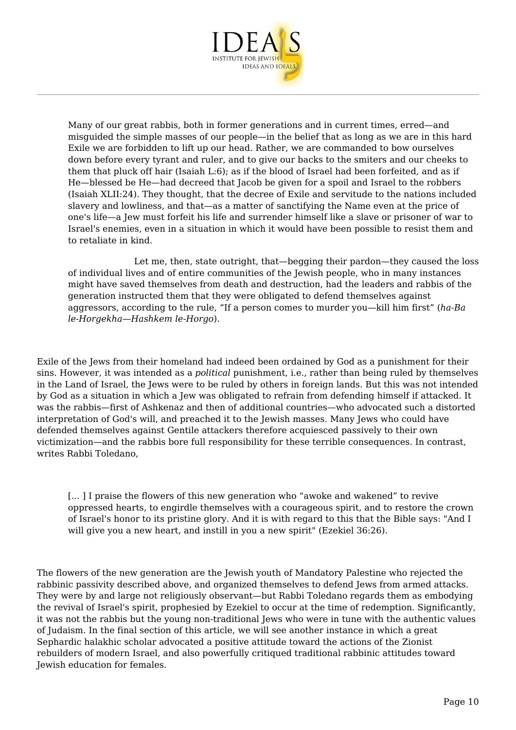> Many of our great rabbis, both in former generations and in current times, erred—and misguided the simple masses of our people—in the belief that as long as we are in this hard Exile we are forbidden to lift up our head. Rather, we are commanded to bow ourselves down before every tyrant and ruler, and to give our backs to the smiters and our cheeks to them that pluck off hair (Isaiah L:6); as if the blood of Israel had been forfeited, and as if He—blessed be He—had decreed that Jacob be given for a spoil and Israel to the robbers (Isaiah XLII:24). They thought, that the decree of Exile and servitude to the nations included slavery and lowliness, and that—as a matter of sanctifying the Name even at the price of one's life—a Jew must forfeit his life and surrender himself like a slave or prisoner of war to Israel's enemies, even in a situation in which it would have been possible to resist them and to retaliate in kind.
>
> Let me, then, state outright, that—begging their pardon—they caused the loss of individual lives and of entire communities of the Jewish people, who in many instances might have saved themselves from death and destruction, had the leaders and rabbis of the generation instructed them that they were obligated to defend themselves against aggressors, according to the rule, "If a person comes to murder you—kill him first" (*ha-Ba le-Horgekha—Hashkem le-Horgo*).

Exile of the Jews from their homeland had indeed been ordained by God as a punishment for their sins. However, it was intended as a *political* punishment, i.e., rather than being ruled by themselves in the Land of Israel, the Jews were to be ruled by others in foreign lands. But this was not intended by God as a situation in which a Jew was obligated to refrain from defending himself if attacked. It was the rabbis—first of Ashkenaz and then of additional countries—who advocated such a distorted interpretation of God's will, and preached it to the Jewish masses. Many Jews who could have defended themselves against Gentile attackers therefore acquiesced passively to their own victimization—and the rabbis bore full responsibility for these terrible consequences. In contrast, writes Rabbi Toledano,

> [... ] I praise the flowers of this new generation who "awoke and wakened" to revive oppressed hearts, to engirdle themselves with a courageous spirit, and to restore the crown of Israel's honor to its pristine glory. And it is with regard to this that the Bible says: "And I will give you a new heart, and instill in you a new spirit" (Ezekiel 36:26).

The flowers of the new generation are the Jewish youth of Mandatory Palestine who rejected the rabbinic passivity described above, and organized themselves to defend Jews from armed attacks. They were by and large not religiously observant—but Rabbi Toledano regards them as embodying the revival of Israel's spirit, prophesied by Ezekiel to occur at the time of redemption. Significantly, it was not the rabbis but the young non-traditional Jews who were in tune with the authentic values of Judaism. In the final section of this article, we will see another instance in which a great Sephardic halakhic scholar advocated a positive attitude toward the actions of the Zionist rebuilders of modern Israel, and also powerfully critiqued traditional rabbinic attitudes toward Jewish education for females.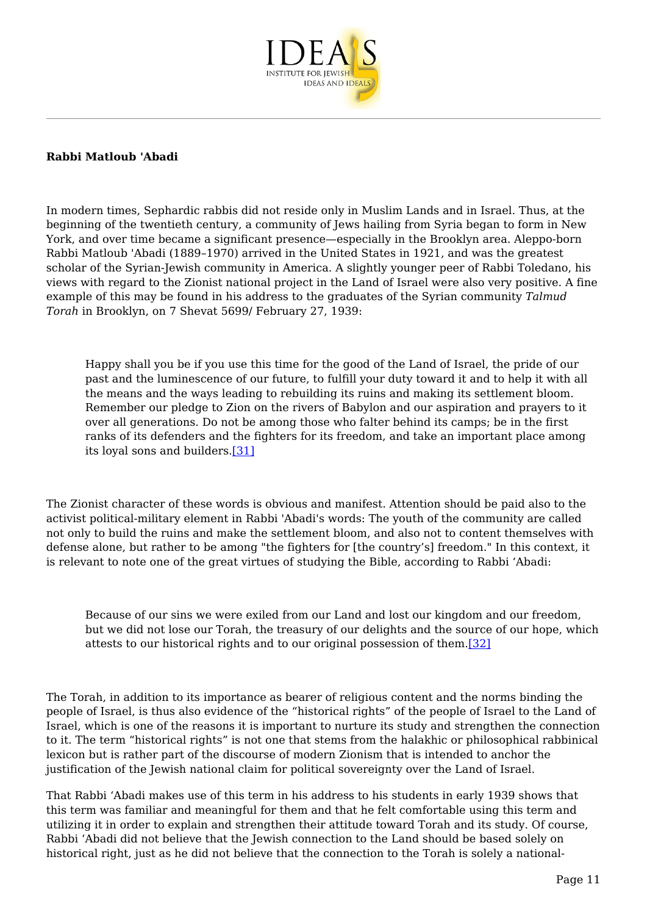**Rabbi Matloub 'Abadi**

In modern times, Sephardic rabbis did not reside only in Muslim Lands and in Israel. Thus, at the beginning of the twentieth century, a community of Jews hailing from Syria began to form in New York, and over time became a significant presence—especially in the Brooklyn area. Aleppo-born Rabbi Matloub 'Abadi (1889–1970) arrived in the United States in 1921, and was the greatest scholar of the Syrian-Jewish community in America. A slightly younger peer of Rabbi Toledano, his views with regard to the Zionist national project in the Land of Israel were also very positive. A fine example of this may be found in his address to the graduates of the Syrian community *Talmud Torah* in Brooklyn, on 7 Shevat 5699/ February 27, 1939:

> Happy shall you be if you use this time for the good of the Land of Israel, the pride of our past and the luminescence of our future, to fulfill your duty toward it and to help it with all the means and the ways leading to rebuilding its ruins and making its settlement bloom. Remember our pledge to Zion on the rivers of Babylon and our aspiration and prayers to it over all generations. Do not be among those who falter behind its camps; be in the first ranks of its defenders and the fighters for its freedom, and take an important place among its loyal sons and builders.[31]

The Zionist character of these words is obvious and manifest. Attention should be paid also to the activist political-military element in Rabbi 'Abadi's words: The youth of the community are called not only to build the ruins and make the settlement bloom, and also not to content themselves with defense alone, but rather to be among "the fighters for [the country's] freedom." In this context, it is relevant to note one of the great virtues of studying the Bible, according to Rabbi ‘Abadi:

> Because of our sins we were exiled from our Land and lost our kingdom and our freedom, but we did not lose our Torah, the treasury of our delights and the source of our hope, which attests to our historical rights and to our original possession of them.[32]

The Torah, in addition to its importance as bearer of religious content and the norms binding the people of Israel, is thus also evidence of the “historical rights” of the people of Israel to the Land of Israel, which is one of the reasons it is important to nurture its study and strengthen the connection to it. The term “historical rights” is not one that stems from the halakhic or philosophical rabbinical lexicon but is rather part of the discourse of modern Zionism that is intended to anchor the justification of the Jewish national claim for political sovereignty over the Land of Israel.

That Rabbi ‘Abadi makes use of this term in his address to his students in early 1939 shows that this term was familiar and meaningful for them and that he felt comfortable using this term and utilizing it in order to explain and strengthen their attitude toward Torah and its study. Of course, Rabbi ‘Abadi did not believe that the Jewish connection to the Land should be based solely on historical right, just as he did not believe that the connection to the Torah is solely a national-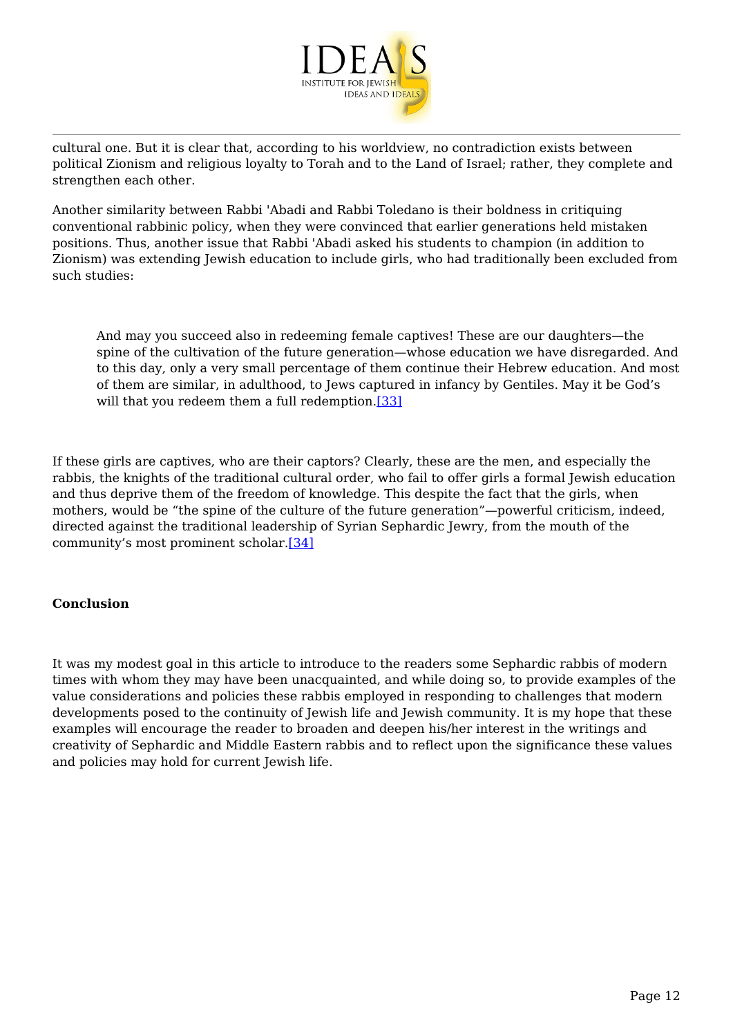cultural one. But it is clear that, according to his worldview, no contradiction exists between political Zionism and religious loyalty to Torah and to the Land of Israel; rather, they complete and strengthen each other.

Another similarity between Rabbi 'Abadi and Rabbi Toledano is their boldness in critiquing conventional rabbinic policy, when they were convinced that earlier generations held mistaken positions. Thus, another issue that Rabbi 'Abadi asked his students to champion (in addition to Zionism) was extending Jewish education to include girls, who had traditionally been excluded from such studies:

> And may you succeed also in redeeming female captives! These are our daughters—the spine of the cultivation of the future generation—whose education we have disregarded. And to this day, only a very small percentage of them continue their Hebrew education. And most of them are similar, in adulthood, to Jews captured in infancy by Gentiles. May it be God's will that you redeem them a full redemption.[33]

If these girls are captives, who are their captors? Clearly, these are the men, and especially the rabbis, the knights of the traditional cultural order, who fail to offer girls a formal Jewish education and thus deprive them of the freedom of knowledge. This despite the fact that the girls, when mothers, would be "the spine of the culture of the future generation"—powerful criticism, indeed, directed against the traditional leadership of Syrian Sephardic Jewry, from the mouth of the community's most prominent scholar.[34]

**Conclusion**

It was my modest goal in this article to introduce to the readers some Sephardic rabbis of modern times with whom they may have been unacquainted, and while doing so, to provide examples of the value considerations and policies these rabbis employed in responding to challenges that modern developments posed to the continuity of Jewish life and Jewish community. It is my hope that these examples will encourage the reader to broaden and deepen his/her interest in the writings and creativity of Sephardic and Middle Eastern rabbis and to reflect upon the significance these values and policies may hold for current Jewish life.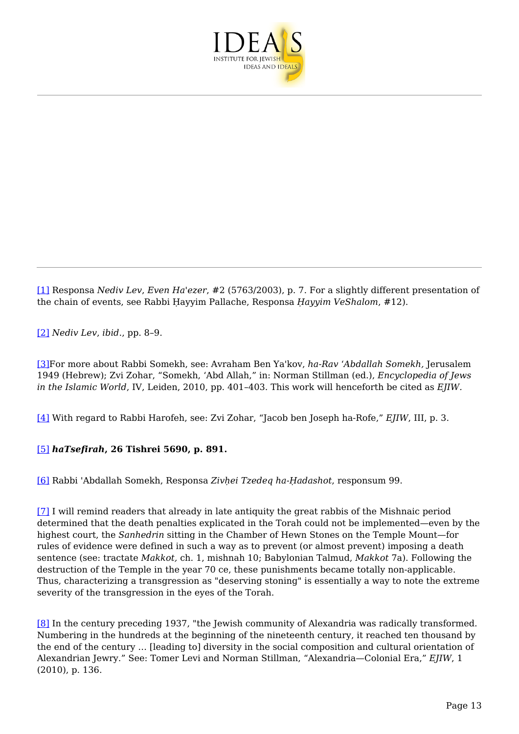[1] Responsa *Nediv Lev*, *Even Ha'ezer*, #2 (5763/2003), p. 7. For a slightly different presentation of the chain of events, see Rabbi Ḥayyim Pallache, Responsa *Ḥayyim VeShalom*, #12).

[2] *Nediv Lev*, *ibid*., pp. 8–9.

[3]For more about Rabbi Somekh, see: Avraham Ben Ya'kov, *ha-Rav 'Abdallah Somekh,* Jerusalem 1949 (Hebrew); Zvi Zohar, "Somekh, 'Abd Allah," in: Norman Stillman (ed.), *Encyclopedia of Jews in the Islamic World*, IV, Leiden, 2010, pp. 401–403. This work will henceforth be cited as *EJIW*.

[4] With regard to Rabbi Harofeh, see: Zvi Zohar, "Jacob ben Joseph ha-Rofe," *EJIW*, III, p. 3.

**[5] *haTsefirah*, 26 Tishrei 5690, p. 891.**

[6] Rabbi 'Abdallah Somekh, Responsa *Zivḥei Tzedeq ha-Ḥadashot*, responsum 99.

[7] I will remind readers that already in late antiquity the great rabbis of the Mishnaic period determined that the death penalties explicated in the Torah could not be implemented—even by the highest court, the *Sanhedrin* sitting in the Chamber of Hewn Stones on the Temple Mount—for rules of evidence were defined in such a way as to prevent (or almost prevent) imposing a death sentence (see: tractate *Makkot,* ch. 1, mishnah 10; Babylonian Talmud, *Makkot* 7a). Following the destruction of the Temple in the year 70 ce, these punishments became totally non-applicable. Thus, characterizing a transgression as "deserving stoning" is essentially a way to note the extreme severity of the transgression in the eyes of the Torah.

[8] In the century preceding 1937, "the Jewish community of Alexandria was radically transformed. Numbering in the hundreds at the beginning of the nineteenth century, it reached ten thousand by the end of the century … [leading to] diversity in the social composition and cultural orientation of Alexandrian Jewry." See: Tomer Levi and Norman Stillman, "Alexandria—Colonial Era," *EJIW*, 1 (2010), p. 136.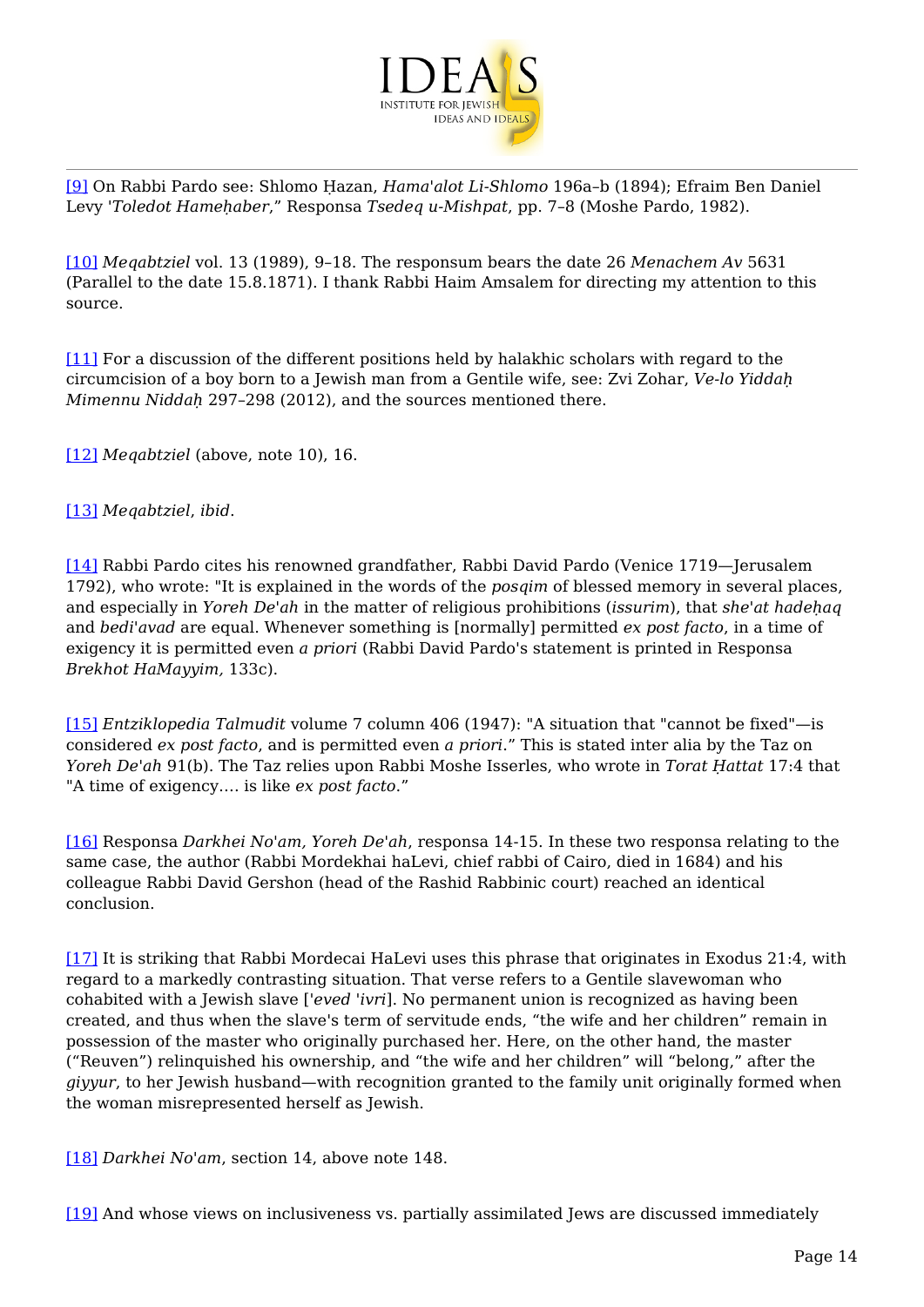[9] On Rabbi Pardo see: Shlomo Ḥazan, *Hama'alot Li-Shlomo* 196a–b (1894); Efraim Ben Daniel Levy '*Toledot Hameḥaber*,” Responsa *Tsedeq u-Mishpat*, pp. 7–8 (Moshe Pardo, 1982).

[10] *Meqabtziel* vol. 13 (1989), 9–18. The responsum bears the date 26 *Menachem Av* 5631 (Parallel to the date 15.8.1871). I thank Rabbi Haim Amsalem for directing my attention to this source.

[11] For a discussion of the different positions held by halakhic scholars with regard to the circumcision of a boy born to a Jewish man from a Gentile wife, see: Zvi Zohar, *Ve-lo Yiddaḥ Mimennu Niddaḥ* 297–298 (2012), and the sources mentioned there.

[12] *Meqabtziel* (above, note 10), 16.

[13] *Meqabtziel*, *ibid*.

[14] Rabbi Pardo cites his renowned grandfather, Rabbi David Pardo (Venice 1719—Jerusalem 1792), who wrote: "It is explained in the words of the *posqim* of blessed memory in several places, and especially in *Yoreh De'ah* in the matter of religious prohibitions (*issurim*), that *she'at hadeḥaq* and *bedi'avad* are equal. Whenever something is [normally] permitted *ex post facto*, in a time of exigency it is permitted even *a priori* (Rabbi David Pardo's statement is printed in Responsa *Brekhot HaMayyim,* 133c).

[15] *Entziklopedia Talmudit* volume 7 column 406 (1947): "A situation that "cannot be fixed"—is considered *ex post facto*, and is permitted even *a priori*.” This is stated inter alia by the Taz on *Yoreh De'ah* 91(b). The Taz relies upon Rabbi Moshe Isserles, who wrote in *Torat Ḥattat* 17:4 that "A time of exigency…. is like *ex post facto*.”

[16] Responsa *Darkhei No'am, Yoreh De'ah*, responsa 14-15. In these two responsa relating to the same case, the author (Rabbi Mordekhai haLevi, chief rabbi of Cairo, died in 1684) and his colleague Rabbi David Gershon (head of the Rashid Rabbinic court) reached an identical conclusion.

[17] It is striking that Rabbi Mordecai HaLevi uses this phrase that originates in Exodus 21:4, with regard to a markedly contrasting situation. That verse refers to a Gentile slavewoman who cohabited with a Jewish slave ['*eved 'ivri*]. No permanent union is recognized as having been created, and thus when the slave's term of servitude ends, “the wife and her children” remain in possession of the master who originally purchased her. Here, on the other hand, the master (“Reuven”) relinquished his ownership, and “the wife and her children” will “belong,” after the *giyyur,* to her Jewish husband—with recognition granted to the family unit originally formed when the woman misrepresented herself as Jewish.

[18] *Darkhei No'am*, section 14, above note 148.

[19] And whose views on inclusiveness vs. partially assimilated Jews are discussed immediately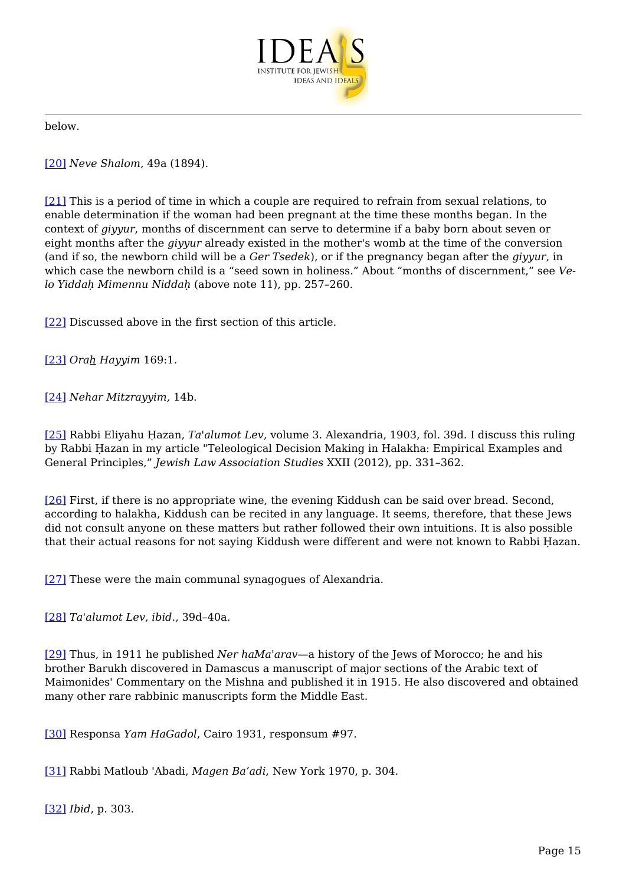below.

[20] *Neve Shalom*, 49a (1894).

[21] This is a period of time in which a couple are required to refrain from sexual relations, to enable determination if the woman had been pregnant at the time these months began. In the context of *giyyur*, months of discernment can serve to determine if a baby born about seven or eight months after the *giyyur* already existed in the mother's womb at the time of the conversion (and if so, the newborn child will be a *Ger Tsedek*), or if the pregnancy began after the *giyyur*, in which case the newborn child is a "seed sown in holiness." About "months of discernment," see *Ve-lo Yiddaḥ Mimennu Niddaḥ* (above note 11), pp. 257–260.

[22] Discussed above in the first section of this article.

[23] *Oraẖ Hayyim* 169:1.

[24] *Nehar Mitzrayyim,* 14b.

[25] Rabbi Eliyahu Ḥazan, *Ta'alumot Lev*, volume 3. Alexandria, 1903, fol. 39d. I discuss this ruling by Rabbi Ḥazan in my article "Teleological Decision Making in Halakha: Empirical Examples and General Principles," *Jewish Law Association Studies* XXII (2012), pp. 331–362.

[26] First, if there is no appropriate wine, the evening Kiddush can be said over bread. Second, according to halakha, Kiddush can be recited in any language. It seems, therefore, that these Jews did not consult anyone on these matters but rather followed their own intuitions. It is also possible that their actual reasons for not saying Kiddush were different and were not known to Rabbi Ḥazan.

[27] These were the main communal synagogues of Alexandria.

[28] *Ta'alumot Lev*, *ibid*., 39d–40a.

[29] Thus, in 1911 he published *Ner haMa'arav*—a history of the Jews of Morocco; he and his brother Barukh discovered in Damascus a manuscript of major sections of the Arabic text of Maimonides' Commentary on the Mishna and published it in 1915. He also discovered and obtained many other rare rabbinic manuscripts form the Middle East.

[30] Responsa *Yam HaGadol*, Cairo 1931, responsum #97.

[31] Rabbi Matloub 'Abadi, *Magen Ba'adi*, New York 1970, p. 304.

[32] *Ibid*, p. 303.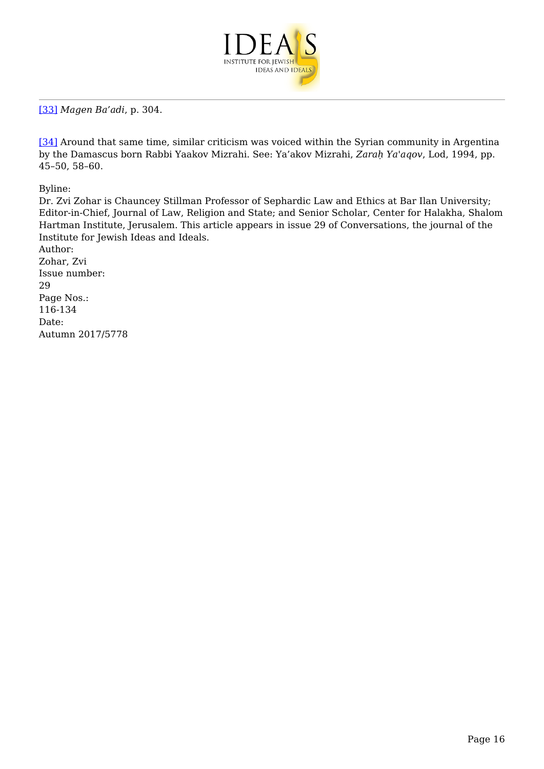[33] *Magen Ba'adi*, p. 304.

[34] Around that same time, similar criticism was voiced within the Syrian community in Argentina by the Damascus born Rabbi Yaakov Mizrahi. See: Ya'akov Mizrahi, *Zaraḥ Ya'aqov*, Lod, 1994, pp. 45–50, 58–60.

Byline:
Dr. Zvi Zohar is Chauncey Stillman Professor of Sephardic Law and Ethics at Bar Ilan University; Editor-in-Chief, Journal of Law, Religion and State; and Senior Scholar, Center for Halakha, Shalom Hartman Institute, Jerusalem. This article appears in issue 29 of Conversations, the journal of the Institute for Jewish Ideas and Ideals.
Author:
Zohar, Zvi
Issue number:
29
Page Nos.:
116-134
Date:
Autumn 2017/5778